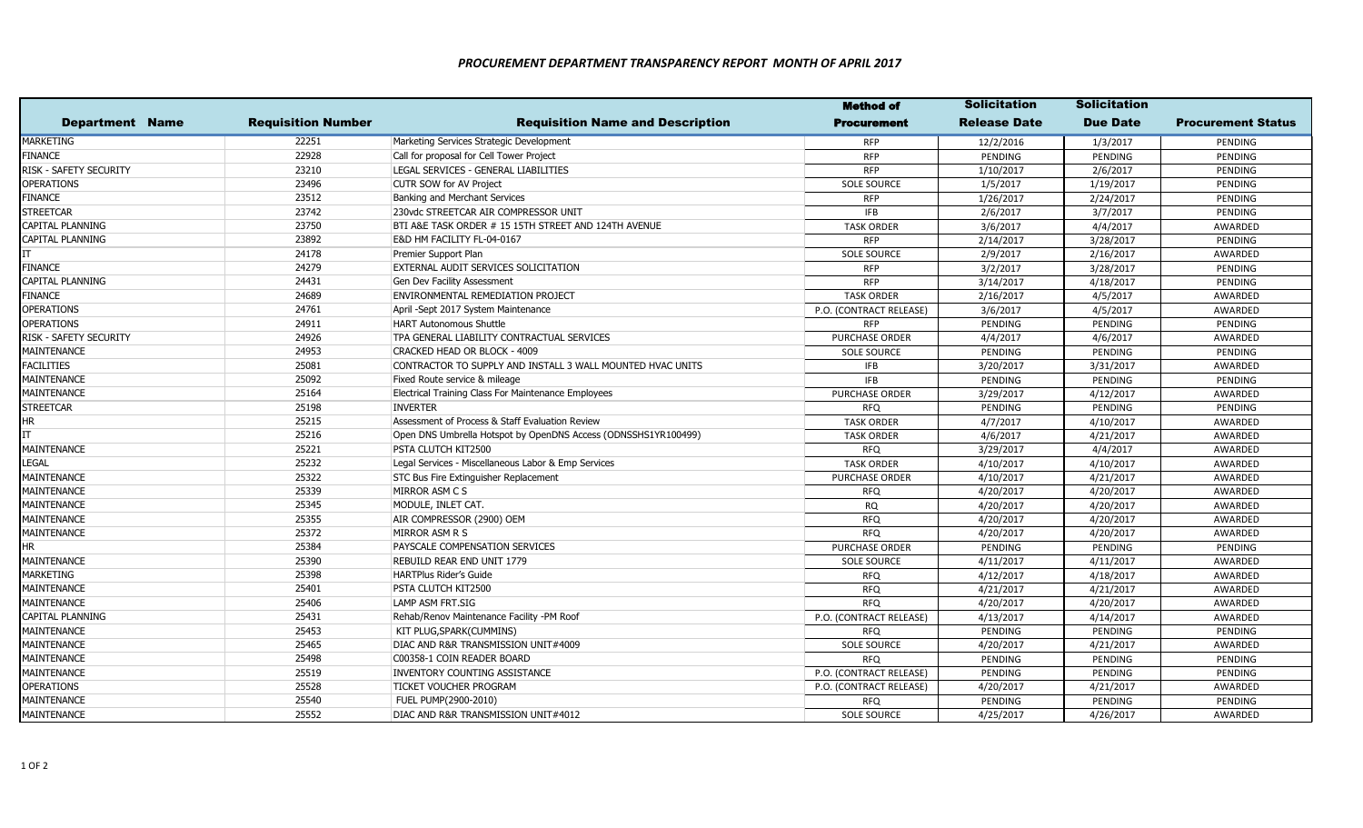# PROCUREMENT DEPARTMENT TRANSPARENCY REPORT MONTH OF APRIL 2017

| Department Name | Requisition Number | Requisition Name and Description | Method of Procurement | Solicitation Release Date | Solicitation Due Date | Procurement Status |
|---|---|---|---|---|---|---|
| MARKETING | 22251 | Marketing Services Strategic Development | RFP | 12/2/2016 | 1/3/2017 | PENDING |
| FINANCE | 22928 | Call for proposal for Cell Tower Project | RFP | PENDING | PENDING | PENDING |
| RISK - SAFETY SECURITY | 23210 | LEGAL SERVICES - GENERAL LIABILITIES | RFP | 1/10/2017 | 2/6/2017 | PENDING |
| OPERATIONS | 23496 | CUTR SOW for AV Project | SOLE SOURCE | 1/5/2017 | 1/19/2017 | PENDING |
| FINANCE | 23512 | Banking and Merchant Services | RFP | 1/26/2017 | 2/24/2017 | PENDING |
| STREETCAR | 23742 | 230vdc STREETCAR AIR COMPRESSOR UNIT | IFB | 2/6/2017 | 3/7/2017 | PENDING |
| CAPITAL PLANNING | 23750 | BTI A&E TASK ORDER # 15 15TH STREET AND 124TH AVENUE | TASK ORDER | 3/6/2017 | 4/4/2017 | AWARDED |
| CAPITAL PLANNING | 23892 | E&D HM FACILITY FL-04-0167 | RFP | 2/14/2017 | 3/28/2017 | PENDING |
| IT | 24178 | Premier Support Plan | SOLE SOURCE | 2/9/2017 | 2/16/2017 | AWARDED |
| FINANCE | 24279 | EXTERNAL AUDIT SERVICES SOLICITATION | RFP | 3/2/2017 | 3/28/2017 | PENDING |
| CAPITAL PLANNING | 24431 | Gen Dev Facility Assessment | RFP | 3/14/2017 | 4/18/2017 | PENDING |
| FINANCE | 24689 | ENVIRONMENTAL REMEDIATION PROJECT | TASK ORDER | 2/16/2017 | 4/5/2017 | AWARDED |
| OPERATIONS | 24761 | April -Sept 2017 System Maintenance | P.O. (CONTRACT RELEASE) | 3/6/2017 | 4/5/2017 | AWARDED |
| OPERATIONS | 24911 | HART Autonomous Shuttle | RFP | PENDING | PENDING | PENDING |
| RISK - SAFETY SECURITY | 24926 | TPA GENERAL LIABILITY CONTRACTUAL SERVICES | PURCHASE ORDER | 4/4/2017 | 4/6/2017 | AWARDED |
| MAINTENANCE | 24953 | CRACKED HEAD OR BLOCK - 4009 | SOLE SOURCE | PENDING | PENDING | PENDING |
| FACILITIES | 25081 | CONTRACTOR TO SUPPLY AND INSTALL 3 WALL MOUNTED HVAC UNITS | IFB | 3/20/2017 | 3/31/2017 | AWARDED |
| MAINTENANCE | 25092 | Fixed Route service & mileage | IFB | PENDING | PENDING | PENDING |
| MAINTENANCE | 25164 | Electrical Training Class For Maintenance Employees | PURCHASE ORDER | 3/29/2017 | 4/12/2017 | AWARDED |
| STREETCAR | 25198 | INVERTER | RFQ | PENDING | PENDING | PENDING |
| HR | 25215 | Assessment of Process & Staff Evaluation Review | TASK ORDER | 4/7/2017 | 4/10/2017 | AWARDED |
| IT | 25216 | Open DNS Umbrella Hotspot by OpenDNS Access (ODNSSHS1YR100499) | TASK ORDER | 4/6/2017 | 4/21/2017 | AWARDED |
| MAINTENANCE | 25221 | PSTA CLUTCH KIT2500 | RFQ | 3/29/2017 | 4/4/2017 | AWARDED |
| LEGAL | 25232 | Legal Services - Miscellaneous Labor & Emp Services | TASK ORDER | 4/10/2017 | 4/10/2017 | AWARDED |
| MAINTENANCE | 25322 | STC Bus Fire Extinguisher Replacement | PURCHASE ORDER | 4/10/2017 | 4/21/2017 | AWARDED |
| MAINTENANCE | 25339 | MIRROR ASM C S | RFQ | 4/20/2017 | 4/20/2017 | AWARDED |
| MAINTENANCE | 25345 | MODULE, INLET CAT. | RQ | 4/20/2017 | 4/20/2017 | AWARDED |
| MAINTENANCE | 25355 | AIR COMPRESSOR (2900) OEM | RFQ | 4/20/2017 | 4/20/2017 | AWARDED |
| MAINTENANCE | 25372 | MIRROR ASM R S | RFQ | 4/20/2017 | 4/20/2017 | AWARDED |
| HR | 25384 | PAYSCALE COMPENSATION SERVICES | PURCHASE ORDER | PENDING | PENDING | PENDING |
| MAINTENANCE | 25390 | REBUILD REAR END UNIT 1779 | SOLE SOURCE | 4/11/2017 | 4/11/2017 | AWARDED |
| MARKETING | 25398 | HARTPlus Rider's Guide | RFQ | 4/12/2017 | 4/18/2017 | AWARDED |
| MAINTENANCE | 25401 | PSTA CLUTCH KIT2500 | RFQ | 4/21/2017 | 4/21/2017 | AWARDED |
| MAINTENANCE | 25406 | LAMP ASM FRT.SIG | RFQ | 4/20/2017 | 4/20/2017 | AWARDED |
| CAPITAL PLANNING | 25431 | Rehab/Renov Maintenance Facility -PM Roof | P.O. (CONTRACT RELEASE) | 4/13/2017 | 4/14/2017 | AWARDED |
| MAINTENANCE | 25453 | KIT PLUG,SPARK(CUMMINS) | RFQ | PENDING | PENDING | PENDING |
| MAINTENANCE | 25465 | DIAC AND R&R TRANSMISSION UNIT#4009 | SOLE SOURCE | 4/20/2017 | 4/21/2017 | AWARDED |
| MAINTENANCE | 25498 | C00358-1 COIN READER BOARD | RFQ | PENDING | PENDING | PENDING |
| MAINTENANCE | 25519 | INVENTORY COUNTING ASSISTANCE | P.O. (CONTRACT RELEASE) | PENDING | PENDING | PENDING |
| OPERATIONS | 25528 | TICKET VOUCHER PROGRAM | P.O. (CONTRACT RELEASE) | 4/20/2017 | 4/21/2017 | AWARDED |
| MAINTENANCE | 25540 | FUEL PUMP(2900-2010) | RFQ | PENDING | PENDING | PENDING |
| MAINTENANCE | 25552 | DIAC AND R&R TRANSMISSION UNIT#4012 | SOLE SOURCE | 4/25/2017 | 4/26/2017 | AWARDED |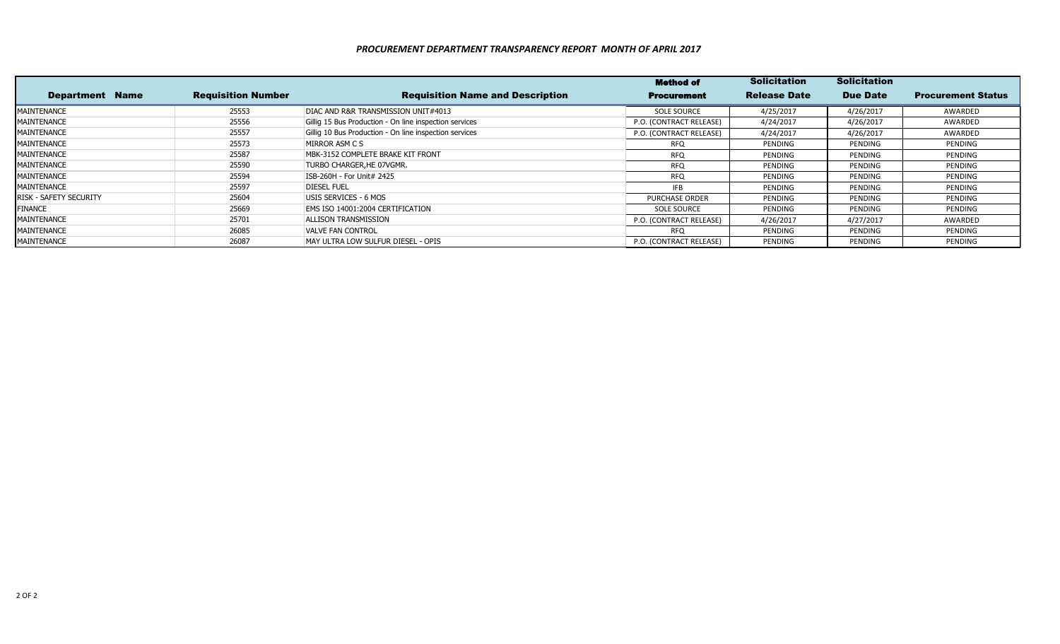*PROCUREMENT DEPARTMENT TRANSPARENCY REPORT MONTH OF APRIL 2017*

| Department Name | Requisition Number | Requisition Name and Description | Method of Procurement | Solicitation Release Date | Solicitation Due Date | Procurement Status |
|---|---|---|---|---|---|---|
| MAINTENANCE | 25553 | DIAC AND R&R TRANSMISSION UNIT#4013 | SOLE SOURCE | 4/25/2017 | 4/26/2017 | AWARDED |
| MAINTENANCE | 25556 | Gillig 15 Bus Production - On line inspection services | P.O. (CONTRACT RELEASE) | 4/24/2017 | 4/26/2017 | AWARDED |
| MAINTENANCE | 25557 | Gillig 10 Bus Production - On line inspection services | P.O. (CONTRACT RELEASE) | 4/24/2017 | 4/26/2017 | AWARDED |
| MAINTENANCE | 25573 | MIRROR ASM C S | RFQ | PENDING | PENDING | PENDING |
| MAINTENANCE | 25587 | MBK-3152 COMPLETE BRAKE KIT FRONT | RFQ | PENDING | PENDING | PENDING |
| MAINTENANCE | 25590 | TURBO CHARGER,HE 07VGMR. | RFQ | PENDING | PENDING | PENDING |
| MAINTENANCE | 25594 | ISB-260H - For Unit# 2425 | RFQ | PENDING | PENDING | PENDING |
| MAINTENANCE | 25597 | DIESEL FUEL | IFB | PENDING | PENDING | PENDING |
| RISK - SAFETY SECURITY | 25604 | USIS SERVICES - 6 MOS | PURCHASE ORDER | PENDING | PENDING | PENDING |
| FINANCE | 25669 | EMS ISO 14001:2004 CERTIFICATION | SOLE SOURCE | PENDING | PENDING | PENDING |
| MAINTENANCE | 25701 | ALLISON TRANSMISSION | P.O. (CONTRACT RELEASE) | 4/26/2017 | 4/27/2017 | AWARDED |
| MAINTENANCE | 26085 | VALVE FAN CONTROL | RFQ | PENDING | PENDING | PENDING |
| MAINTENANCE | 26087 | MAY ULTRA LOW SULFUR DIESEL - OPIS | P.O. (CONTRACT RELEASE) | PENDING | PENDING | PENDING |